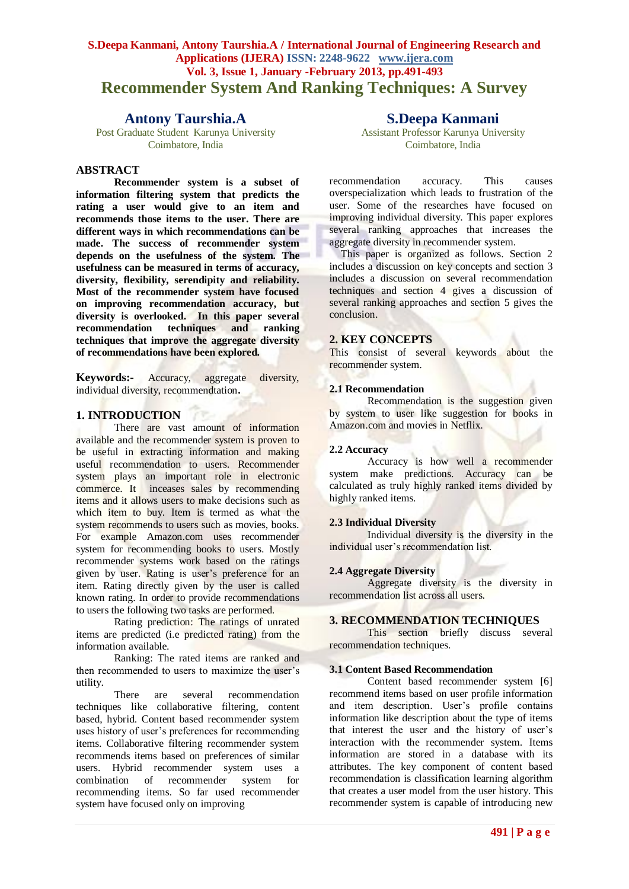# Recommender System And Ranking Techniques: A Survey

**Antony Taurshia.A**
Post Graduate Student Karunya University
Coimbatore, India

**S.Deepa Kanmani**
Assistant Professor Karunya University
Coimbatore, India

## ABSTRACT

**Recommender system is a subset of information filtering system that predicts the rating a user would give to an item and recommends those items to the user. There are different ways in which recommendations can be made. The success of recommender system depends on the usefulness of the system. The usefulness can be measured in terms of accuracy, diversity, flexibility, serendipity and reliability. Most of the recommender system have focused on improving recommendation accuracy, but diversity is overlooked. In this paper several recommendation techniques and ranking techniques that improve the aggregate diversity of recommendations have been explored.**

**Keywords:-** Accuracy, aggregate diversity, individual diversity, recommendtation**.**

## 1. INTRODUCTION

There are vast amount of information available and the recommender system is proven to be useful in extracting information and making useful recommendation to users. Recommender system plays an important role in electronic commerce. It inceases sales by recommending items and it allows users to make decisions such as which item to buy. Item is termed as what the system recommends to users such as movies, books. For example Amazon.com uses recommender system for recommending books to users. Mostly recommender systems work based on the ratings given by user. Rating is user's preference for an item. Rating directly given by the user is called known rating. In order to provide recommendations to users the following two tasks are performed.

Rating prediction: The ratings of unrated items are predicted (i.e predicted rating) from the information available.

Ranking: The rated items are ranked and then recommended to users to maximize the user's utility.

There are several recommendation techniques like collaborative filtering, content based, hybrid. Content based recommender system uses history of user's preferences for recommending items. Collaborative filtering recommender system recommends items based on preferences of similar users. Hybrid recommender system uses a combination of recommender system for recommending items. So far used recommender system have focused only on improving recommendation accuracy. This causes overspecialization which leads to frustration of the user. Some of the researches have focused on improving individual diversity. This paper explores several ranking approaches that increases the aggregate diversity in recommender system.

This paper is organized as follows. Section 2 includes a discussion on key concepts and section 3 includes a discussion on several recommendation techniques and section 4 gives a discussion of several ranking approaches and section 5 gives the conclusion.

## 2. KEY CONCEPTS

This consist of several keywords about the recommender system.

### 2.1 Recommendation

Recommendation is the suggestion given by system to user like suggestion for books in Amazon.com and movies in Netflix.

### 2.2 Accuracy

Accuracy is how well a recommender system make predictions. Accuracy can be calculated as truly highly ranked items divided by highly ranked items.

### 2.3 Individual Diversity

Individual diversity is the diversity in the individual user's recommendation list.

### 2.4 Aggregate Diversity

Aggregate diversity is the diversity in recommendation list across all users.

## 3. RECOMMENDATION TECHNIQUES

This section briefly discuss several recommendation techniques.

### 3.1 Content Based Recommendation

Content based recommender system [6] recommend items based on user profile information and item description. User's profile contains information like description about the type of items that interest the user and the history of user's interaction with the recommender system. Items information are stored in a database with its attributes. The key component of content based recommendation is classification learning algorithm that creates a user model from the user history. This recommender system is capable of introducing new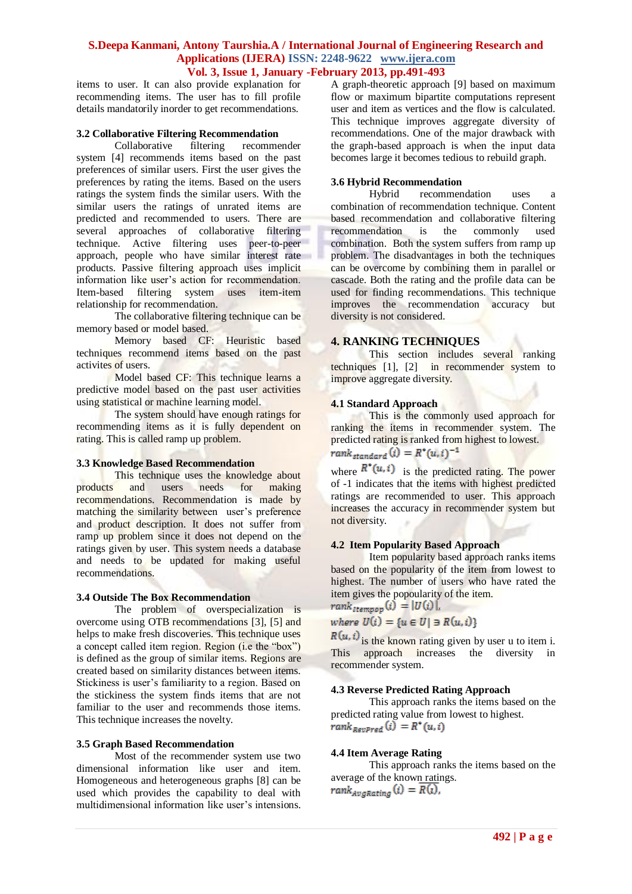items to user. It can also provide explanation for recommending items. The user has to fill profile details mandatorily inorder to get recommendations.

### 3.2 Collaborative Filtering Recommendation

Collaborative filtering recommender system [4] recommends items based on the past preferences of similar users. First the user gives the preferences by rating the items. Based on the users ratings the system finds the similar users. With the similar users the ratings of unrated items are predicted and recommended to users. There are several approaches of collaborative filtering technique. Active filtering uses peer-to-peer approach, people who have similar interest rate products. Passive filtering approach uses implicit information like user's action for recommendation. Item-based filtering system uses item-item relationship for recommendation.

The collaborative filtering technique can be memory based or model based.

Memory based CF: Heuristic based techniques recommend items based on the past activites of users.

Model based CF: This technique learns a predictive model based on the past user activities using statistical or machine learning model.

The system should have enough ratings for recommending items as it is fully dependent on rating. This is called ramp up problem.

### 3.3 Knowledge Based Recommendation

This technique uses the knowledge about products and users needs for making recommendations. Recommendation is made by matching the similarity between user's preference and product description. It does not suffer from ramp up problem since it does not depend on the ratings given by user. This system needs a database and needs to be updated for making useful recommendations.

### 3.4 Outside The Box Recommendation

The problem of overspecialization is overcome using OTB recommendations [3], [5] and helps to make fresh discoveries. This technique uses a concept called item region. Region (i.e the "box") is defined as the group of similar items. Regions are created based on similarity distances between items. Stickiness is user's familiarity to a region. Based on the stickiness the system finds items that are not familiar to the user and recommends those items. This technique increases the novelty.

### 3.5 Graph Based Recommendation

Most of the recommender system use two dimensional information like user and item. Homogeneous and heterogeneous graphs [8] can be used which provides the capability to deal with multidimensional information like user's intensions. A graph-theoretic approach [9] based on maximum flow or maximum bipartite computations represent user and item as vertices and the flow is calculated. This technique improves aggregate diversity of recommendations. One of the major drawback with the graph-based approach is when the input data becomes large it becomes tedious to rebuild graph.

### 3.6 Hybrid Recommendation

Hybrid recommendation uses a combination of recommendation technique. Content based recommendation and collaborative filtering recommendation is the commonly used combination. Both the system suffers from ramp up problem. The disadvantages in both the techniques can be overcome by combining them in parallel or cascade. Both the rating and the profile data can be used for finding recommendations. This technique improves the recommendation accuracy but diversity is not considered.

## 4. RANKING TECHNIQUES

This section includes several ranking techniques [1], [2] in recommender system to improve aggregate diversity.

### 4.1 Standard Approach

This is the commonly used approach for ranking the items in recommender system. The predicted rating is ranked from highest to lowest.

$$rank_{standard}(i) = R^{*}(u,i)^{-1}$$

where $R^{*}(u,i)$ is the predicted rating. The power of -1 indicates that the items with highest predicted ratings are recommended to user. This approach increases the accuracy in recommender system but not diversity.

### 4.2 Item Popularity Based Approach

Item popularity based approach ranks items based on the popularity of the item from lowest to highest. The number of users who have rated the item gives the popoularity of the item.

$$rank_{ItemPop}(i) = |U(i)|,$$

$$where\ U(i) = \{u \in U \mid \exists R(u,i)\}$$

$R(u,i)$ is the known rating given by user u to item i. This approach increases the diversity in recommender system.

### 4.3 Reverse Predicted Rating Approach

This approach ranks the items based on the predicted rating value from lowest to highest.

$$rank_{RevPred}(i) = R^{*}(u,i)$$

### 4.4 Item Average Rating

This approach ranks the items based on the average of the known ratings.

$$rank_{AvgRating}(i) = \overline{R(i)},$$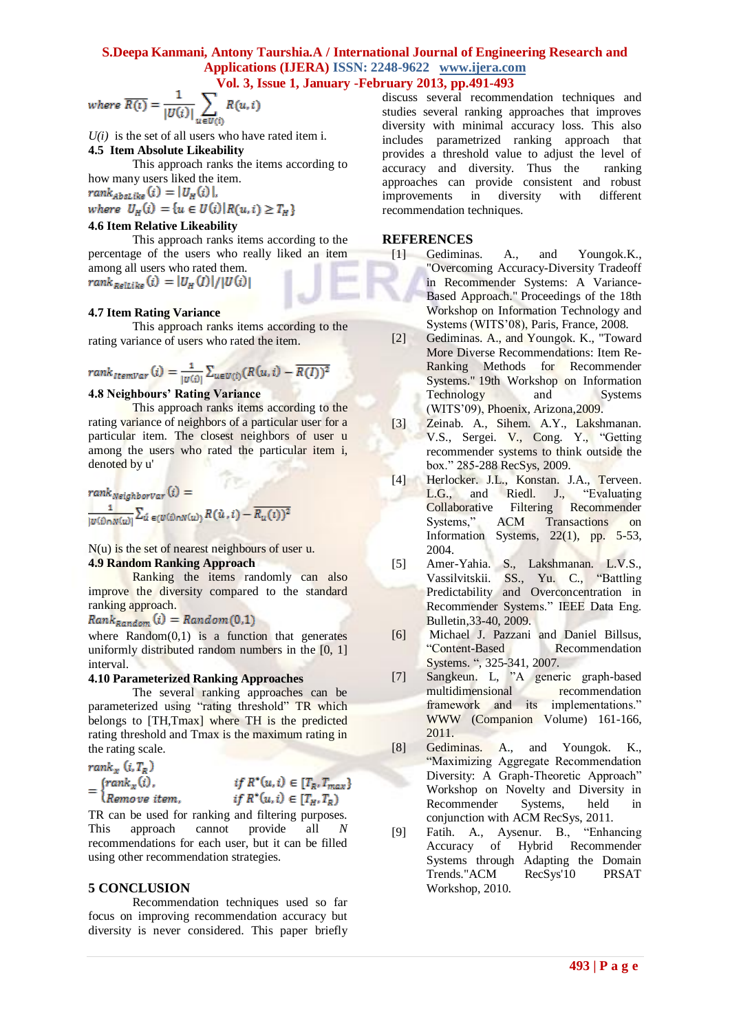$$\text{where } \overline{R(i)} = \frac{1}{|U(i)|} \sum_{u \in U(i)} R(u,i)$$

$U(i)$ is the set of all users who have rated item i.

### 4.5 Item Absolute Likeability

This approach ranks the items according to how many users liked the item.

$$rank_{AbsLike}(i) = |U_H(i)|,$$

$$\text{where } U_H(i) = \{u \in U(i) | R(u,i) \geq T_H\}$$

### 4.6 Item Relative Likeability

This approach ranks items according to the percentage of the users who really liked an item among all users who rated them.

$$rank_{RelLike}(i) = |U_H(I)|/|U(i)|$$

### 4.7 Item Rating Variance

This approach ranks items according to the rating variance of users who rated the item.

$$rank_{ItemVar}(i) = \frac{1}{|U(i)|} \sum_{u \in U(i)} (R(u,i) - \overline{R(I)})^2$$

### 4.8 Neighbours' Rating Variance

This approach ranks items according to the rating variance of neighbors of a particular user for a particular item. The closest neighbors of user u among the users who rated the particular item i, denoted by u'

$$rank_{NeighborVar}(i) = \frac{1}{|U(i) \cap N(u)|} \sum_{\acute{u} \in (U(i) \cap N(u))} R(\acute{u}, i) - \overline{R_u(i)})^2$$

N(u) is the set of nearest neighbours of user u.

### 4.9 Random Ranking Approach

Ranking the items randomly can also improve the diversity compared to the standard ranking approach.

$$Rank_{Random}(i) = Random(0,1)$$

where Random(0,1) is a function that generates uniformly distributed random numbers in the [0, 1] interval.

### 4.10 Parameterized Ranking Approaches

The several ranking approaches can be parameterized using "rating threshold" TR which belongs to [TH,Tmax] where TH is the predicted rating threshold and Tmax is the maximum rating in the rating scale.

$$rank_x(i, T_R) = \begin{cases} rank_x(i), & \text{if } R^*(u,i) \in [T_R, T_{max}] \\ Remove\ item, & \text{if } R^*(u,i) \in [T_H, T_R) \end{cases}$$

TR can be used for ranking and filtering purposes. This approach cannot provide all *N* recommendations for each user, but it can be filled using other recommendation strategies.

## 5 CONCLUSION

Recommendation techniques used so far focus on improving recommendation accuracy but diversity is never considered. This paper briefly discuss several recommendation techniques and studies several ranking approaches that improves diversity with minimal accuracy loss. This also includes parametrized ranking approach that provides a threshold value to adjust the level of accuracy and diversity. Thus the ranking approaches can provide consistent and robust improvements in diversity with different recommendation techniques.

## REFERENCES

[1] Gediminas. A., and Youngok.K., "Overcoming Accuracy-Diversity Tradeoff in Recommender Systems: A Variance-Based Approach." Proceedings of the 18th Workshop on Information Technology and Systems (WITS'08), Paris, France, 2008.

[2] Gediminas. A., and Youngok. K., "Toward More Diverse Recommendations: Item Re-Ranking Methods for Recommender Systems." 19th Workshop on Information Technology and Systems (WITS'09), Phoenix, Arizona,2009.

[3] Zeinab. A., Sihem. A.Y., Lakshmanan. V.S., Sergei. V., Cong. Y., "Getting recommender systems to think outside the box." 285-288 RecSys, 2009.

[4] Herlocker. J.L., Konstan. J.A., Terveen. L.G., and Riedl. J., "Evaluating Collaborative Filtering Recommender Systems," ACM Transactions on Information Systems, 22(1), pp. 5-53, 2004.

[5] Amer-Yahia. S., Lakshmanan. L.V.S., Vassilvitskii. SS., Yu. C., "Battling Predictability and Overconcentration in Recommender Systems." IEEE Data Eng. Bulletin,33-40, 2009.

[6] Michael J. Pazzani and Daniel Billsus, "Content-Based Recommendation Systems. ", 325-341, 2007.

[7] Sangkeun. L, "A generic graph-based multidimensional recommendation framework and its implementations." WWW (Companion Volume) 161-166, 2011.

[8] Gediminas. A., and Youngok. K., "Maximizing Aggregate Recommendation Diversity: A Graph-Theoretic Approach" Workshop on Novelty and Diversity in Recommender Systems, held in conjunction with ACM RecSys, 2011.

[9] Fatih. A., Aysenur. B., "Enhancing Accuracy of Hybrid Recommender Systems through Adapting the Domain Trends."ACM RecSys'10 PRSAT Workshop, 2010.